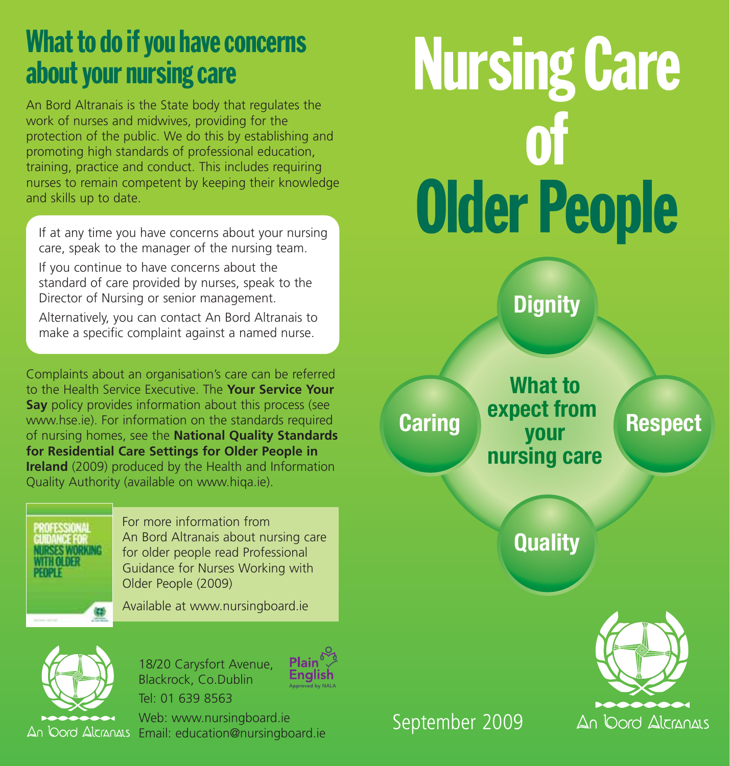## What to do if you have concerns about your nursing care

An Bord Altranais is the State body that regulates the work of nurses and midwives, providing for the protection of the public. We do this by establishing and promoting high standards of professional education, training, practice and conduct. This includes requiring nurses to remain competent by keeping their knowledge and skills up to date.

If at any time you have concerns about your nursing care, speak to the manager of the nursing team.

If you continue to have concerns about the standard of care provided by nurses, speak to the Director of Nursing or senior management.

Alternatively, you can contact An Bord Altranais to make a specific complaint against a named nurse.

Complaints about an organisation's care can be referred to the Health Service Executive. The **Your Service Your Say** policy provides information about this process (see www.hse.ie). For information on the standards required of nursing homes, see the **National Quality Standards for Residential Care Settings for Older People in Ireland** (2009) produced by the Health and Information Quality Authority (available on www.hiqa.ie).

PROFESSIONAL GUIDANCE FOR NURSES WORKING WITH OLDER PEOPLE

For more information from An Bord Altranais about nursing care for older people read Professional Guidance for Nurses Working with Older People (2009)

Available at www.nursingboard.ie

An Bord Altranais

18/20 Carysfort Avenue, Blackrock, Co.Dublin

Tel: 01 639 8563

Web: www.nursingboard.ie

Email: education@nursingboard.ie

Plain English Approved by NALA

# Nursing Care of Older People

Dignity

Caring

**What to expect from your nursing care**

Respect

Quality

September 2009

An Bord Altranais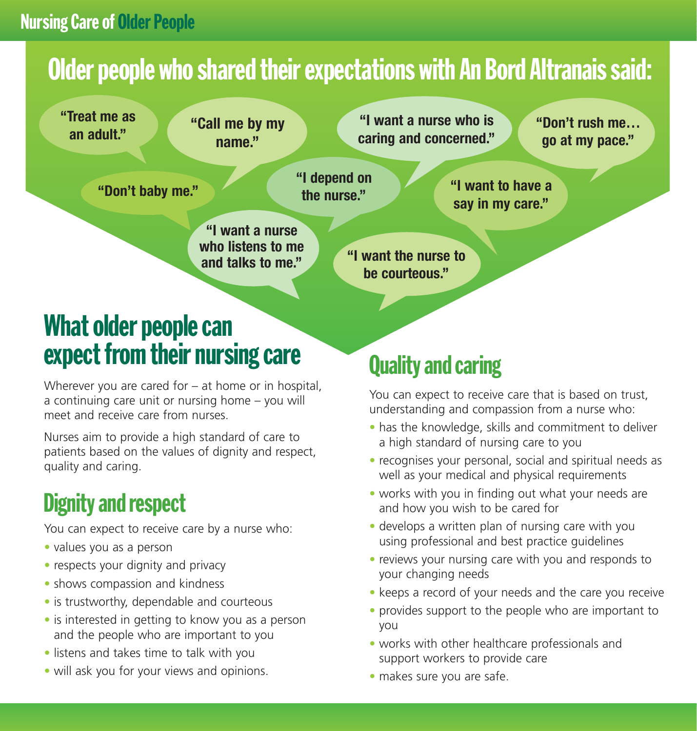## Older people who shared their expectations with An Bord Altranais said:

**"Treat me as an adult."**

**"Call me by my name."**

**"I want a nurse who is caring and concerned."**

**"Don't rush me… go at my pace."**

**"Don't baby me."**

**"I depend on the nurse."**

**"I want to have a say in my care."**

**"I want a nurse who listens to me and talks to me."**

**"I want the nurse to be courteous."**

# What older people can expect from their nursing care

Wherever you are cared for – at home or in hospital, a continuing care unit or nursing home – you will meet and receive care from nurses.

Nurses aim to provide a high standard of care to patients based on the values of dignity and respect, quality and caring.

## Dignity and respect

You can expect to receive care by a nurse who:

- values you as a person
- respects your dignity and privacy
- shows compassion and kindness
- is trustworthy, dependable and courteous
- is interested in getting to know you as a person and the people who are important to you
- listens and takes time to talk with you
- will ask you for your views and opinions.

## Quality and caring

You can expect to receive care that is based on trust, understanding and compassion from a nurse who:

- has the knowledge, skills and commitment to deliver a high standard of nursing care to you
- recognises your personal, social and spiritual needs as well as your medical and physical requirements
- works with you in finding out what your needs are and how you wish to be cared for
- develops a written plan of nursing care with you using professional and best practice guidelines
- reviews your nursing care with you and responds to your changing needs
- keeps a record of your needs and the care you receive
- provides support to the people who are important to you
- works with other healthcare professionals and support workers to provide care
- makes sure you are safe.